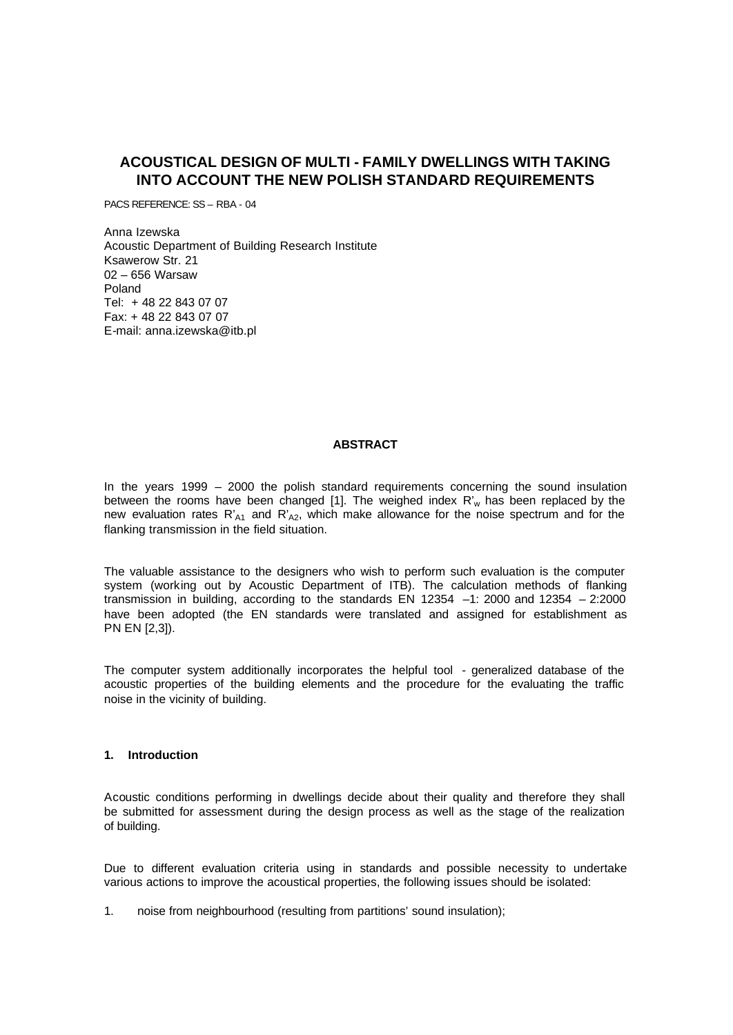# ACOUSTICAL DESIGN OF MULTI - FAMILY DWELLINGS WITH TAKING INTO ACCOUNT THE NEW POLISH STANDARD REQUIREMENTS

PACS REFERENCE: SS – RBA - 04

Anna Izewska
Acoustic Department of Building Research Institute
Ksawerow Str. 21
02 – 656 Warsaw
Poland
Tel: + 48 22 843 07 07
Fax: + 48 22 843 07 07
E-mail: anna.izewska@itb.pl

### ABSTRACT

In the years 1999 – 2000 the polish standard requirements concerning the sound insulation between the rooms have been changed [1]. The weighed index $R'_w$ has been replaced by the new evaluation rates $R'_{A1}$ and $R'_{A2}$, which make allowance for the noise spectrum and for the flanking transmission in the field situation.

The valuable assistance to the designers who wish to perform such evaluation is the computer system (working out by Acoustic Department of ITB). The calculation methods of flanking transmission in building, according to the standards EN 12354 –1: 2000 and 12354 – 2:2000 have been adopted (the EN standards were translated and assigned for establishment as PN EN [2,3]).

The computer system additionally incorporates the helpful tool - generalized database of the acoustic properties of the building elements and the procedure for the evaluating the traffic noise in the vicinity of building.

## 1. Introduction

Acoustic conditions performing in dwellings decide about their quality and therefore they shall be submitted for assessment during the design process as well as the stage of the realization of building.

Due to different evaluation criteria using in standards and possible necessity to undertake various actions to improve the acoustical properties, the following issues should be isolated:

1. noise from neighbourhood (resulting from partitions' sound insulation);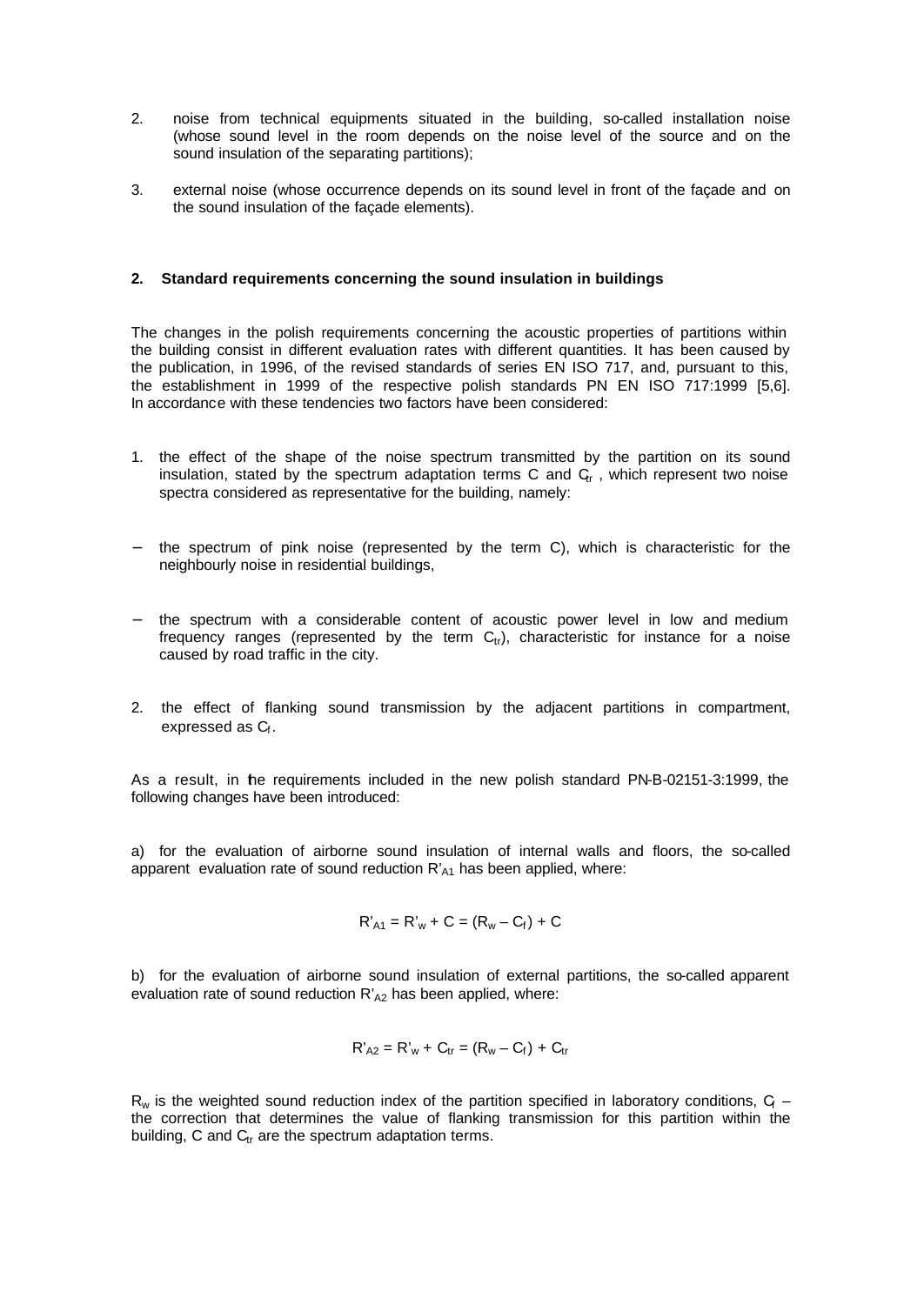2. noise from technical equipments situated in the building, so-called installation noise (whose sound level in the room depends on the noise level of the source and on the sound insulation of the separating partitions);

3. external noise (whose occurrence depends on its sound level in front of the façade and on the sound insulation of the façade elements).

## 2. Standard requirements concerning the sound insulation in buildings

The changes in the polish requirements concerning the acoustic properties of partitions within the building consist in different evaluation rates with different quantities. It has been caused by the publication, in 1996, of the revised standards of series EN ISO 717, and, pursuant to this, the establishment in 1999 of the respective polish standards PN EN ISO 717:1999 [5,6]. In accordance with these tendencies two factors have been considered:

1. the effect of the shape of the noise spectrum transmitted by the partition on its sound insulation, stated by the spectrum adaptation terms C and $C_{tr}$ , which represent two noise spectra considered as representative for the building, namely:

- the spectrum of pink noise (represented by the term C), which is characteristic for the neighbourly noise in residential buildings,

- the spectrum with a considerable content of acoustic power level in low and medium frequency ranges (represented by the term $C_{tr}$), characteristic for instance for a noise caused by road traffic in the city.

2. the effect of flanking sound transmission by the adjacent partitions in compartment, expressed as $C_f$.

As a result, in the requirements included in the new polish standard PN-B-02151-3:1999, the following changes have been introduced:

a) for the evaluation of airborne sound insulation of internal walls and floors, the so-called apparent evaluation rate of sound reduction $R'_{A1}$ has been applied, where:

$$R'_{A1} = R'_w + C = (R_w - C_f) + C$$

b) for the evaluation of airborne sound insulation of external partitions, the so-called apparent evaluation rate of sound reduction $R'_{A2}$ has been applied, where:

$$R'_{A2} = R'_w + C_{tr} = (R_w - C_f) + C_{tr}$$

$R_w$ is the weighted sound reduction index of the partition specified in laboratory conditions, $C_f$ – the correction that determines the value of flanking transmission for this partition within the building, C and $C_{tr}$ are the spectrum adaptation terms.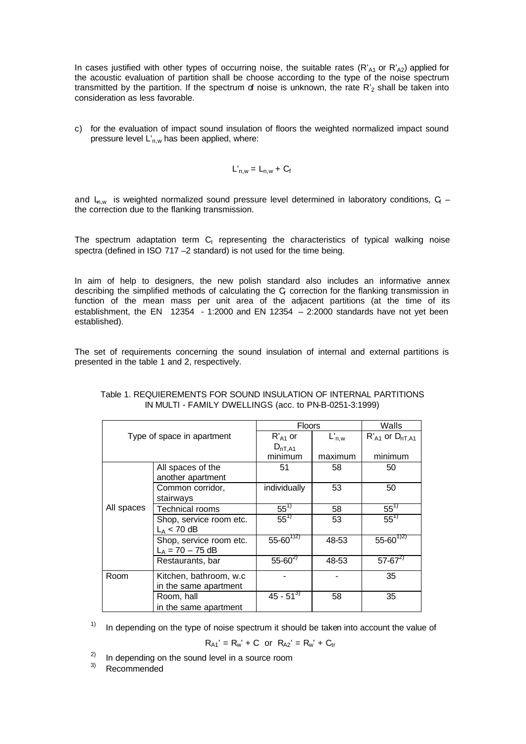In cases justified with other types of occurring noise, the suitable rates ($R'_{A1}$ or $R'_{A2}$) applied for the acoustic evaluation of partition shall be choose according to the type of the noise spectrum transmitted by the partition. If the spectrum of noise is unknown, the rate $R'_2$ shall be taken into consideration as less favorable.

c) for the evaluation of impact sound insulation of floors the weighted normalized impact sound pressure level $L'_{n,w}$ has been applied, where:

$$L'_{n,w} = L_{n,w} + C_f$$

and $L_{n,w}$ is weighted normalized sound pressure level determined in laboratory conditions, $C_f$ – the correction due to the flanking transmission.

The spectrum adaptation term $C_I$ representing the characteristics of typical walking noise spectra (defined in ISO 717 –2 standard) is not used for the time being.

In aim of help to designers, the new polish standard also includes an informative annex describing the simplified methods of calculating the $C_f$ correction for the flanking transmission in function of the mean mass per unit area of the adjacent partitions (at the time of its establishment, the EN 12354 - 1:2000 and EN 12354 – 2:2000 standards have not yet been established).

The set of requirements concerning the sound insulation of internal and external partitions is presented in the table 1 and 2, respectively.

Table 1. REQUIEREMENTS FOR SOUND INSULATION OF INTERNAL PARTITIONS IN MULTI - FAMILY DWELLINGS (acc. to PN-B-0251-3:1999)

| Type of space in apartment | | Floors | | Walls |
|---|---|---|---|---|
| | | $R'_{A1}$ or $D_{nT,A1}$ minimum | $L'_{n,w}$ maximum | $R'_{A1}$ or $D_{nT,A1}$ minimum |
| All spaces | All spaces of the another apartment | 51 | 58 | 50 |
| | Common corridor, stairways | individually | 53 | 50 |
| | Technical rooms | 55[1] | 58 | 55[1] |
| | Shop, service room etc. $L_A < 70$ dB | 55[1] | 53 | 55[1] |
| | Shop, service room etc. $L_A = 70 – 75$ dB | 55-60[1)2)] | 48-53 | 55-60[1)2)] |
| | Restaurants, bar | 55-60[2] | 48-53 | 57-67[2] |
| Room | Kitchen, bathroom, w.c in the same apartment | - | - | 35 |
| | Room, hall in the same apartment | 45 - 51[3] | 58 | 35 |

1) In depending on the type of noise spectrum it should be taken into account the value of

$$R_{A1}' = R_w' + C \quad \text{or} \quad R_{A2}' = R_w' + C_{tr}$$

2) In depending on the sound level in a source room

3) Recommended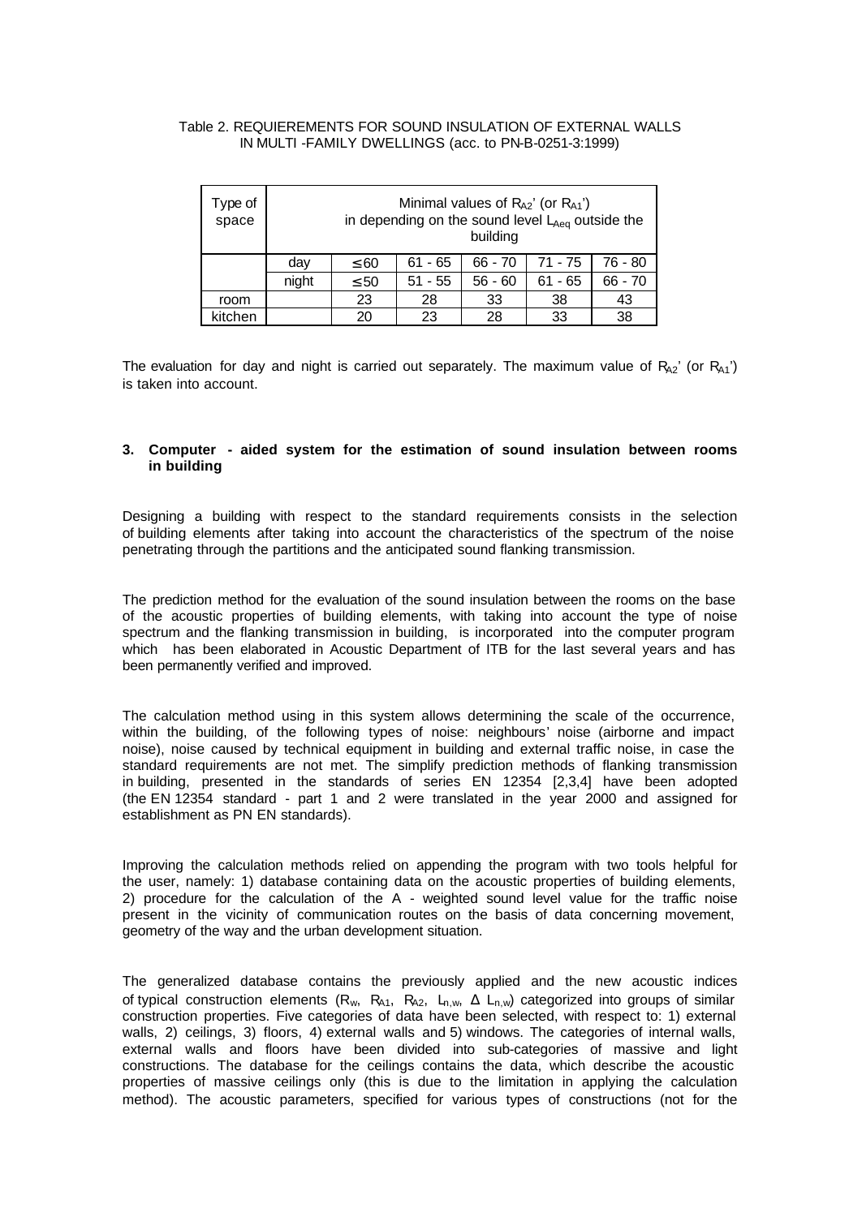Table 2. REQUIEREMENTS FOR SOUND INSULATION OF EXTERNAL WALLS IN MULTI -FAMILY DWELLINGS (acc. to PN-B-0251-3:1999)

| Type of space | Minimal values of $R_{A2}$' (or $R_{A1}$') in depending on the sound level $L_{Aeq}$ outside the building | | | | | |
|---|---|---|---|---|---|---|
| | day | ≤ 60 | 61 - 65 | 66 - 70 | 71 - 75 | 76 - 80 |
| | night | ≤ 50 | 51 - 55 | 56 - 60 | 61 - 65 | 66 - 70 |
| room | | 23 | 28 | 33 | 38 | 43 |
| kitchen | | 20 | 23 | 28 | 33 | 38 |

The evaluation for day and night is carried out separately. The maximum value of $R_{A2}$' (or $R_{A1}$') is taken into account.

## 3. Computer - aided system for the estimation of sound insulation between rooms in building

Designing a building with respect to the standard requirements consists in the selection of building elements after taking into account the characteristics of the spectrum of the noise penetrating through the partitions and the anticipated sound flanking transmission.

The prediction method for the evaluation of the sound insulation between the rooms on the base of the acoustic properties of building elements, with taking into account the type of noise spectrum and the flanking transmission in building, is incorporated into the computer program which has been elaborated in Acoustic Department of ITB for the last several years and has been permanently verified and improved.

The calculation method using in this system allows determining the scale of the occurrence, within the building, of the following types of noise: neighbours' noise (airborne and impact noise), noise caused by technical equipment in building and external traffic noise, in case the standard requirements are not met. The simplify prediction methods of flanking transmission in building, presented in the standards of series EN 12354 [2,3,4] have been adopted (the EN 12354 standard - part 1 and 2 were translated in the year 2000 and assigned for establishment as PN EN standards).

Improving the calculation methods relied on appending the program with two tools helpful for the user, namely: 1) database containing data on the acoustic properties of building elements, 2) procedure for the calculation of the A - weighted sound level value for the traffic noise present in the vicinity of communication routes on the basis of data concerning movement, geometry of the way and the urban development situation.

The generalized database contains the previously applied and the new acoustic indices of typical construction elements ($R_w$, $R_{A1}$, $R_{A2}$, $L_{n,w}$, $\Delta L_{n,w}$) categorized into groups of similar construction properties. Five categories of data have been selected, with respect to: 1) external walls, 2) ceilings, 3) floors, 4) external walls and 5) windows. The categories of internal walls, external walls and floors have been divided into sub-categories of massive and light constructions. The database for the ceilings contains the data, which describe the acoustic properties of massive ceilings only (this is due to the limitation in applying the calculation method). The acoustic parameters, specified for various types of constructions (not for the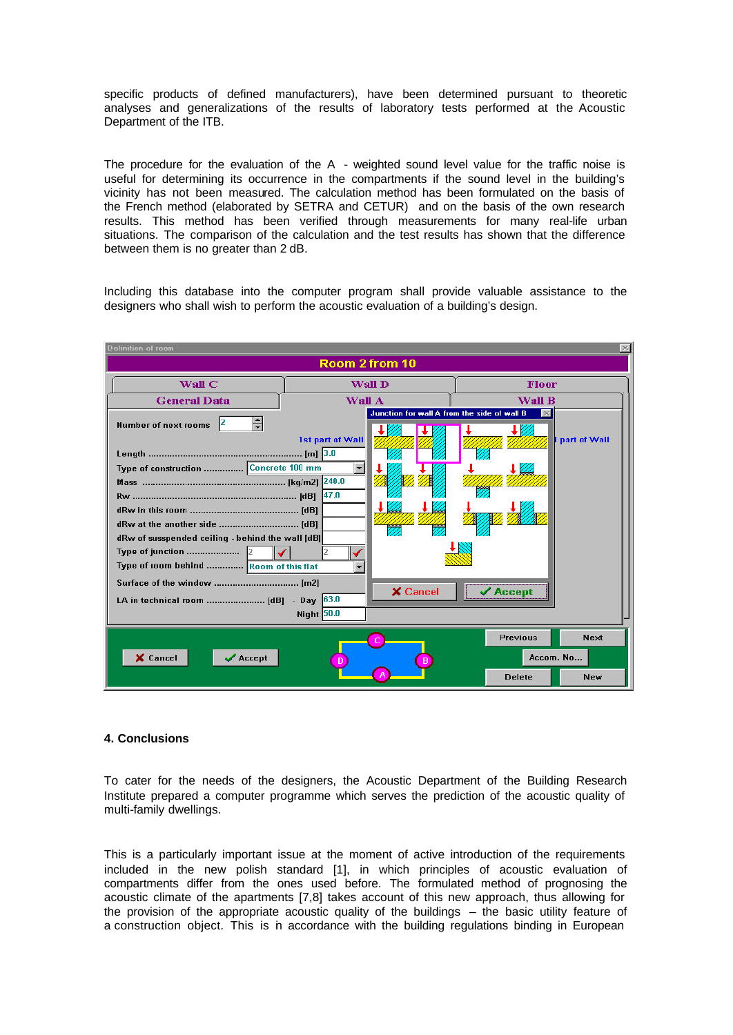specific products of defined manufacturers), have been determined pursuant to theoretic analyses and generalizations of the results of laboratory tests performed at the Acoustic Department of the ITB.

The procedure for the evaluation of the A - weighted sound level value for the traffic noise is useful for determining its occurrence in the compartments if the sound level in the building's vicinity has not been measured. The calculation method has been formulated on the basis of the French method (elaborated by SETRA and CETUR) and on the basis of the own research results. This method has been verified through measurements for many real-life urban situations. The comparison of the calculation and the test results has shown that the difference between them is no greater than 2 dB.

Including this database into the computer program shall provide valuable assistance to the designers who shall wish to perform the acoustic evaluation of a building's design.

## 4. Conclusions

To cater for the needs of the designers, the Acoustic Department of the Building Research Institute prepared a computer programme which serves the prediction of the acoustic quality of multi-family dwellings.

This is a particularly important issue at the moment of active introduction of the requirements included in the new polish standard [1], in which principles of acoustic evaluation of compartments differ from the ones used before. The formulated method of prognosing the acoustic climate of the apartments [7,8] takes account of this new approach, thus allowing for the provision of the appropriate acoustic quality of the buildings – the basic utility feature of a construction object. This is in accordance with the building regulations binding in European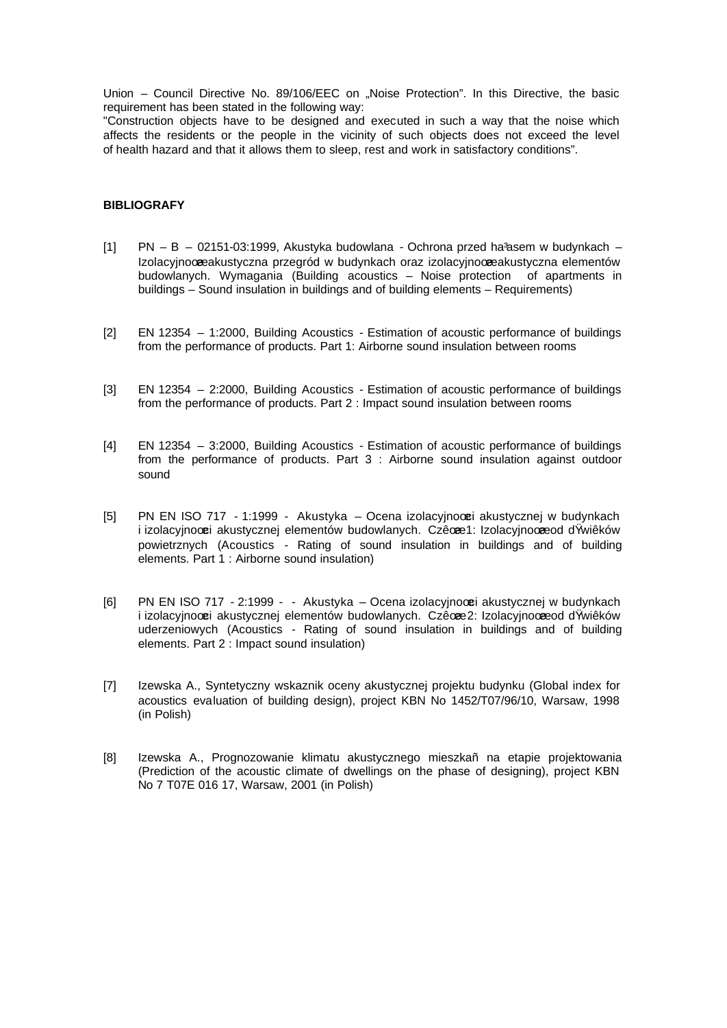Union – Council Directive No. 89/106/EEC on „Noise Protection". In this Directive, the basic requirement has been stated in the following way:

"Construction objects have to be designed and executed in such a way that the noise which affects the residents or the people in the vicinity of such objects does not exceed the level of health hazard and that it allows them to sleep, rest and work in satisfactory conditions".

**BIBLIOGRAFY**

[1] PN – B – 02151-03:1999, Akustyka budowlana - Ochrona przed ha³asem w budynkach – Izolacyjnoœæ akustyczna przegród w budynkach oraz izolacyjnoœæ akustyczna elementów budowlanych. Wymagania (Building acoustics – Noise protection of apartments in buildings – Sound insulation in buildings and of building elements – Requirements)

[2] EN 12354 – 1:2000, Building Acoustics - Estimation of acoustic performance of buildings from the performance of products. Part 1: Airborne sound insulation between rooms

[3] EN 12354 – 2:2000, Building Acoustics - Estimation of acoustic performance of buildings from the performance of products. Part 2 : Impact sound insulation between rooms

[4] EN 12354 – 3:2000, Building Acoustics - Estimation of acoustic performance of buildings from the performance of products. Part 3 : Airborne sound insulation against outdoor sound

[5] PN EN ISO 717 - 1:1999 - Akustyka – Ocena izolacyjnoœci akustycznej w budynkach i izolacyjnoœci akustycznej elementów budowlanych. Czêœæ 1: Izolacyjnoœæ od dŸwiêków powietrznych (Acoustics - Rating of sound insulation in buildings and of building elements. Part 1 : Airborne sound insulation)

[6] PN EN ISO 717 - 2:1999 - - Akustyka – Ocena izolacyjnoœci akustycznej w budynkach i izolacyjnoœci akustycznej elementów budowlanych. Czêœæ 2: Izolacyjnoœæ od dŸwiêków uderzeniowych (Acoustics - Rating of sound insulation in buildings and of building elements. Part 2 : Impact sound insulation)

[7] Izewska A., Syntetyczny wskaznik oceny akustycznej projektu budynku (Global index for acoustics evaluation of building design), project KBN No 1452/T07/96/10, Warsaw, 1998 (in Polish)

[8] Izewska A., Prognozowanie klimatu akustycznego mieszkañ na etapie projektowania (Prediction of the acoustic climate of dwellings on the phase of designing), project KBN No 7 T07E 016 17, Warsaw, 2001 (in Polish)